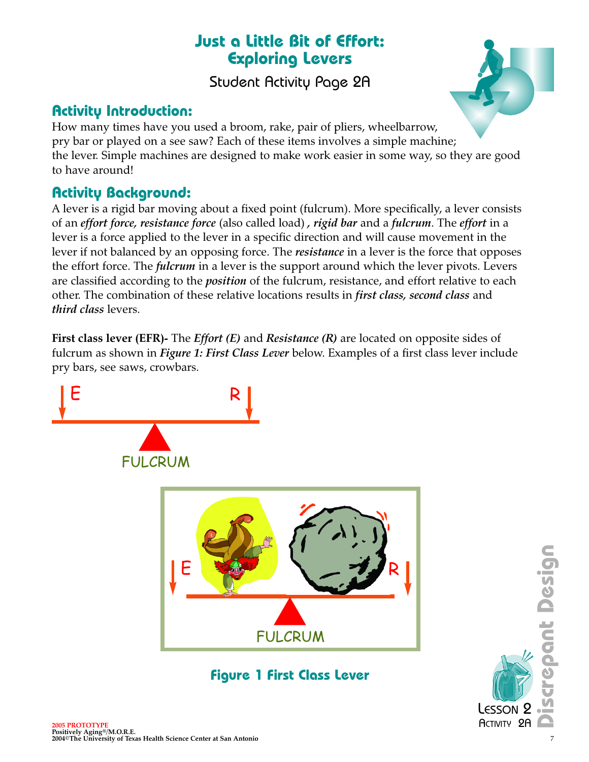# Just a Little Bit of Effort: Exploring Levers

Student Activity Page 2A

## Activity Introduction:

How many times have you used a broom, rake, pair of pliers, wheelbarrow, pry bar or played on a see saw? Each of these items involves a simple machine; the lever. Simple machines are designed to make work easier in some way, so they are good to have around!

## Activity Background:

A lever is a rigid bar moving about a fixed point (fulcrum). More specifically, a lever consists of an ***effort force, resistance force*** (also called load) **,** ***rigid bar*** and a ***fulcrum***. The ***effort*** in a lever is a force applied to the lever in a specific direction and will cause movement in the lever if not balanced by an opposing force. The ***resistance*** in a lever is the force that opposes the effort force. The ***fulcrum*** in a lever is the support around which the lever pivots. Levers are classified according to the ***position*** of the fulcrum, resistance, and effort relative to each other. The combination of these relative locations results in ***first class, second class*** and ***third class*** levers.

**First class lever (EFR)-** The *Effort (E)* and *Resistance (R)* are located on opposite sides of fulcrum as shown in ***Figure 1: First Class Lever*** below. Examples of a first class lever include pry bars, see saws, crowbars.

E R

FULCRUM

E R

FULCRUM

**Figure 1 First Class Lever**

2005 PROTOTYPE
Positively Aging®/M.O.R.E.
2004©The University of Texas Health Science Center at San Antonio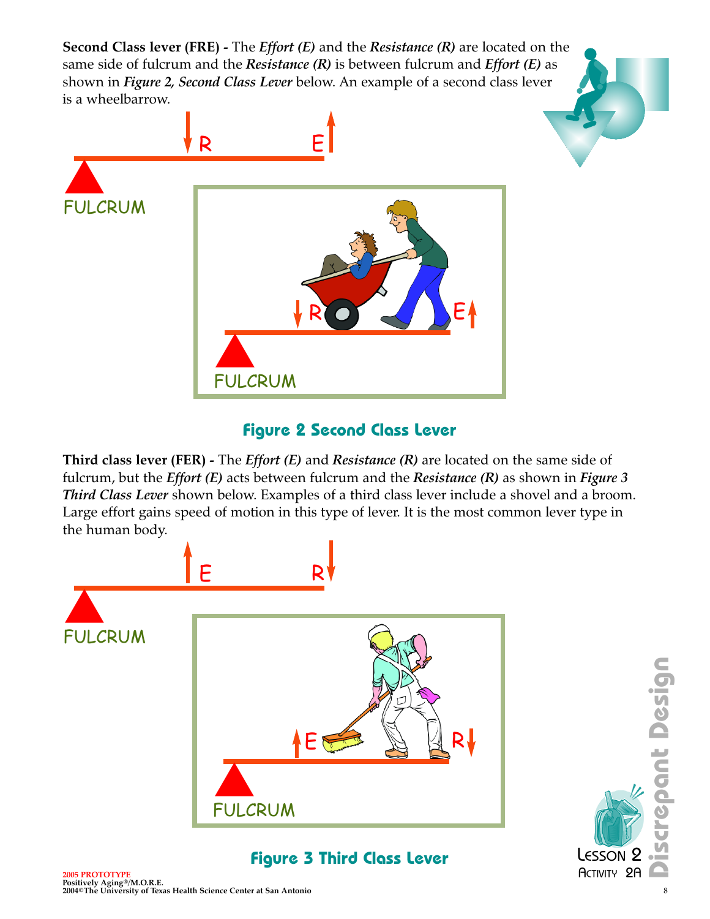**Second Class lever (FRE) -** The ***Effort (E)*** and the ***Resistance (R)*** are located on the same side of fulcrum and the ***Resistance (R)*** is between fulcrum and ***Effort (E)*** as shown in ***Figure 2, Second Class Lever*** below. An example of a second class lever is a wheelbarrow.

**Figure 2 Second Class Lever**

**Third class lever (FER) -** The ***Effort (E)*** and ***Resistance (R)*** are located on the same side of fulcrum, but the ***Effort (E)*** acts between fulcrum and the ***Resistance (R)*** as shown in ***Figure 3 Third Class Lever*** shown below. Examples of a third class lever include a shovel and a broom. Large effort gains speed of motion in this type of lever. It is the most common lever type in the human body.

**Figure 3 Third Class Lever**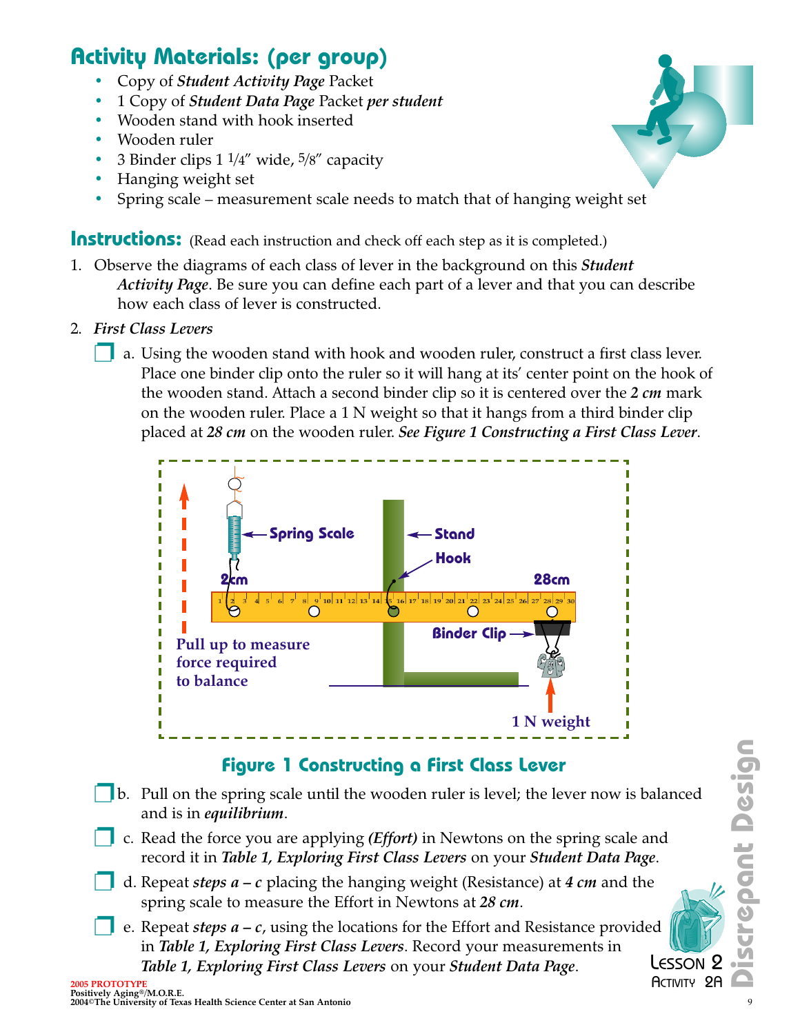## Activity Materials: (per group)

- Copy of ***Student Activity Page*** Packet
- 1 Copy of ***Student Data Page*** Packet ***per student***
- Wooden stand with hook inserted
- Wooden ruler
- 3 Binder clips 1 1/4″ wide, 5/8″ capacity
- Hanging weight set
- Spring scale – measurement scale needs to match that of hanging weight set

## Instructions: (Read each instruction and check off each step as it is completed.)

1. Observe the diagrams of each class of lever in the background on this ***Student Activity Page***. Be sure you can define each part of a lever and that you can describe how each class of lever is constructed.
2. *First Class Levers*
   - ❒ a. Using the wooden stand with hook and wooden ruler, construct a first class lever. Place one binder clip onto the ruler so it will hang at its' center point on the hook of the wooden stand. Attach a second binder clip so it is centered over the ***2 cm*** mark on the wooden ruler. Place a 1 N weight so that it hangs from a third binder clip placed at ***28 cm*** on the wooden ruler. ***See Figure 1 Constructing a First Class Lever***.

Spring Scale, Stand, Hook, 2cm, 28cm, Binder Clip, Pull up to measure force required to balance, 1 N weight

**Figure 1 Constructing a First Class Lever**

   - ❒ b. Pull on the spring scale until the wooden ruler is level; the lever now is balanced and is in ***equilibrium***.
   - ❒ c. Read the force you are applying ***(Effort)*** in Newtons on the spring scale and record it in ***Table 1, Exploring First Class Levers*** on your ***Student Data Page***.
   - ❒ d. Repeat ***steps a – c*** placing the hanging weight (Resistance) at ***4 cm*** and the spring scale to measure the Effort in Newtons at ***28 cm***.
   - ❒ e. Repeat ***steps a – c***, using the locations for the Effort and Resistance provided in ***Table 1, Exploring First Class Levers***. Record your measurements in ***Table 1, Exploring First Class Levers*** on your ***Student Data Page***.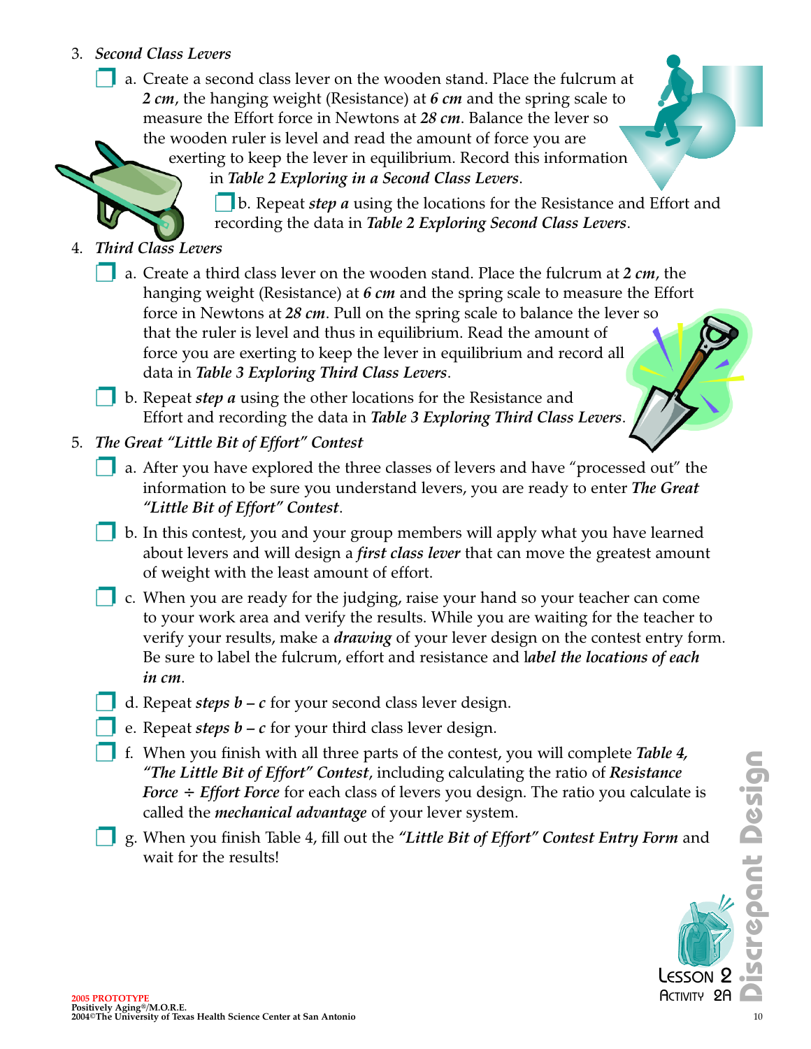3. *Second Class Levers*

   - a. Create a second class lever on the wooden stand. Place the fulcrum at ***2 cm***, the hanging weight (Resistance) at ***6 cm*** and the spring scale to measure the Effort force in Newtons at ***28 cm***. Balance the lever so the wooden ruler is level and read the amount of force you are exerting to keep the lever in equilibrium. Record this information in ***Table 2 Exploring in a Second Class Levers***.
   - b. Repeat ***step a*** using the locations for the Resistance and Effort and recording the data in ***Table 2 Exploring Second Class Levers***.

4. *Third Class Levers*

   - a. Create a third class lever on the wooden stand. Place the fulcrum at ***2 cm***, the hanging weight (Resistance) at ***6 cm*** and the spring scale to measure the Effort force in Newtons at ***28 cm***. Pull on the spring scale to balance the lever so that the ruler is level and thus in equilibrium. Read the amount of force you are exerting to keep the lever in equilibrium and record all data in ***Table 3 Exploring Third Class Levers***.
   - b. Repeat ***step a*** using the other locations for the Resistance and Effort and recording the data in ***Table 3 Exploring Third Class Levers***.

5. *The Great "Little Bit of Effort" Contest*

   - a. After you have explored the three classes of levers and have "processed out" the information to be sure you understand levers, you are ready to enter ***The Great "Little Bit of Effort" Contest***.
   - b. In this contest, you and your group members will apply what you have learned about levers and will design a ***first class lever*** that can move the greatest amount of weight with the least amount of effort.
   - c. When you are ready for the judging, raise your hand so your teacher can come to your work area and verify the results. While you are waiting for the teacher to verify your results, make a ***drawing*** of your lever design on the contest entry form. Be sure to label the fulcrum, effort and resistance and l***abel the locations of each in cm***.
   - d. Repeat ***steps b – c*** for your second class lever design.
   - e. Repeat ***steps b – c*** for your third class lever design.
   - f. When you finish with all three parts of the contest, you will complete ***Table 4, "The Little Bit of Effort" Contest***, including calculating the ratio of ***Resistance Force ÷ Effort Force*** for each class of levers you design. The ratio you calculate is called the ***mechanical advantage*** of your lever system.
   - g. When you finish Table 4, fill out the ***"Little Bit of Effort" Contest Entry Form*** and wait for the results!